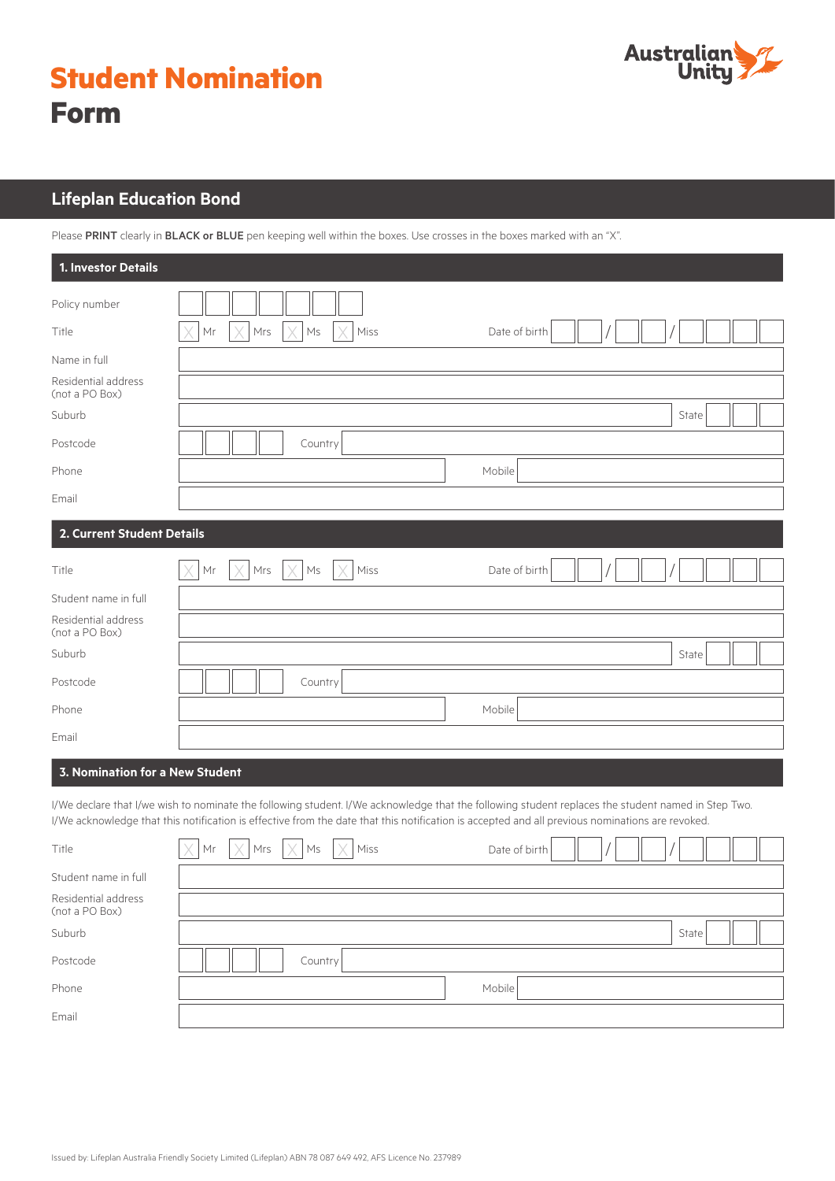# Student Nomination Form

Australian Unity

## Lifeplan Education Bond

Please **PRINT** clearly in **BLACK or BLUE** pen keeping well within the boxes. Use crosses in the boxes marked with an "X".

### 1. Investor Details

Policy number

Title ☐ Mr ☐ Mrs ☐ Ms ☐ Miss Date of birth __ / __ / ____

Name in full

Residential address (not a PO Box)

Suburb State

Postcode Country

Phone Mobile

Email

### 2. Current Student Details

Title ☐ Mr ☐ Mrs ☐ Ms ☐ Miss Date of birth __ / __ / ____

Student name in full

Residential address (not a PO Box)

Suburb State

Postcode Country

Phone Mobile

Email

### 3. Nomination for a New Student

I/We declare that I/we wish to nominate the following student. I/We acknowledge that the following student replaces the student named in Step Two. I/We acknowledge that this notification is effective from the date that this notification is accepted and all previous nominations are revoked.

Title ☐ Mr ☐ Mrs ☐ Ms ☐ Miss Date of birth __ / __ / ____

Student name in full

Residential address (not a PO Box)

Suburb State

Postcode Country

Phone Mobile

Email

Issued by: Lifeplan Australia Friendly Society Limited (Lifeplan) ABN 78 087 649 492, AFS Licence No. 237989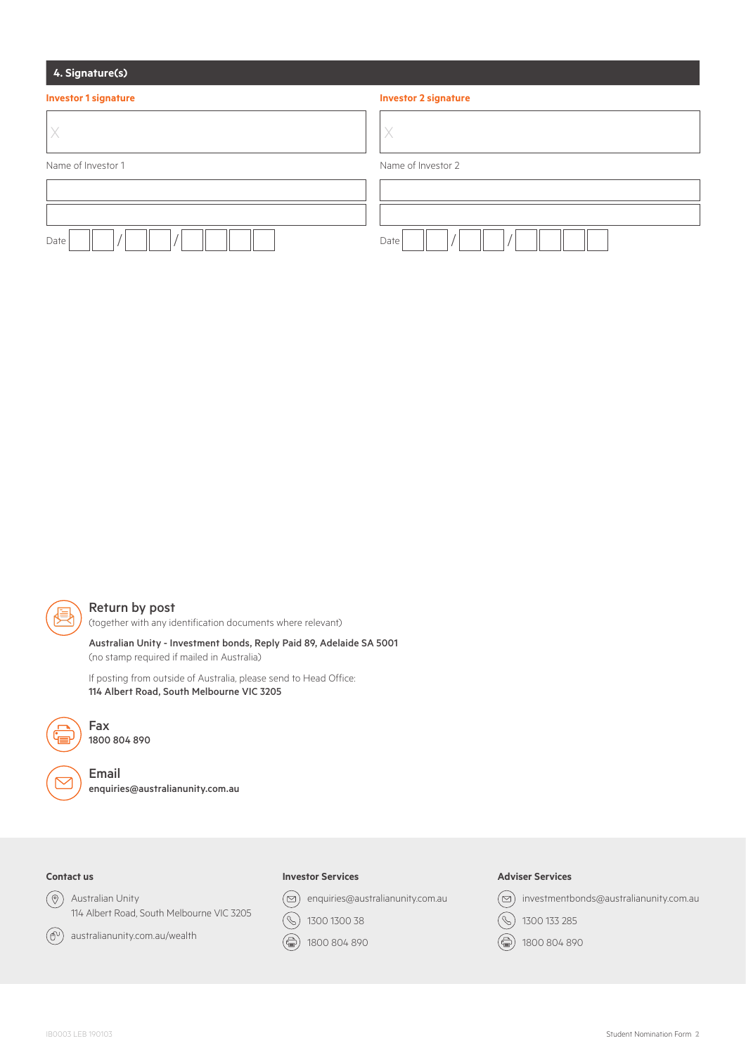## 4. Signature(s)

**Investor 1 signature**

X

Name of Investor 1

Date \_\_ \_\_ / \_\_ \_\_ / \_\_ \_\_ \_\_ \_\_

**Investor 2 signature**

X

Name of Investor 2

Date \_\_ \_\_ / \_\_ \_\_ / \_\_ \_\_ \_\_ \_\_

### Return by post

(together with any identification documents where relevant)

**Australian Unity - Investment bonds, Reply Paid 89, Adelaide SA 5001**
(no stamp required if mailed in Australia)

If posting from outside of Australia, please send to Head Office:
**114 Albert Road, South Melbourne VIC 3205**

### Fax

**1800 804 890**

### Email

**enquiries@australianunity.com.au**

**Contact us**

Australian Unity
114 Albert Road, South Melbourne VIC 3205

australianunity.com.au/wealth

**Investor Services**

enquiries@australianunity.com.au

1300 1300 38

1800 804 890

**Adviser Services**

investmentbonds@australianunity.com.au

1300 133 285

1800 804 890

IB0003 LEB 190103